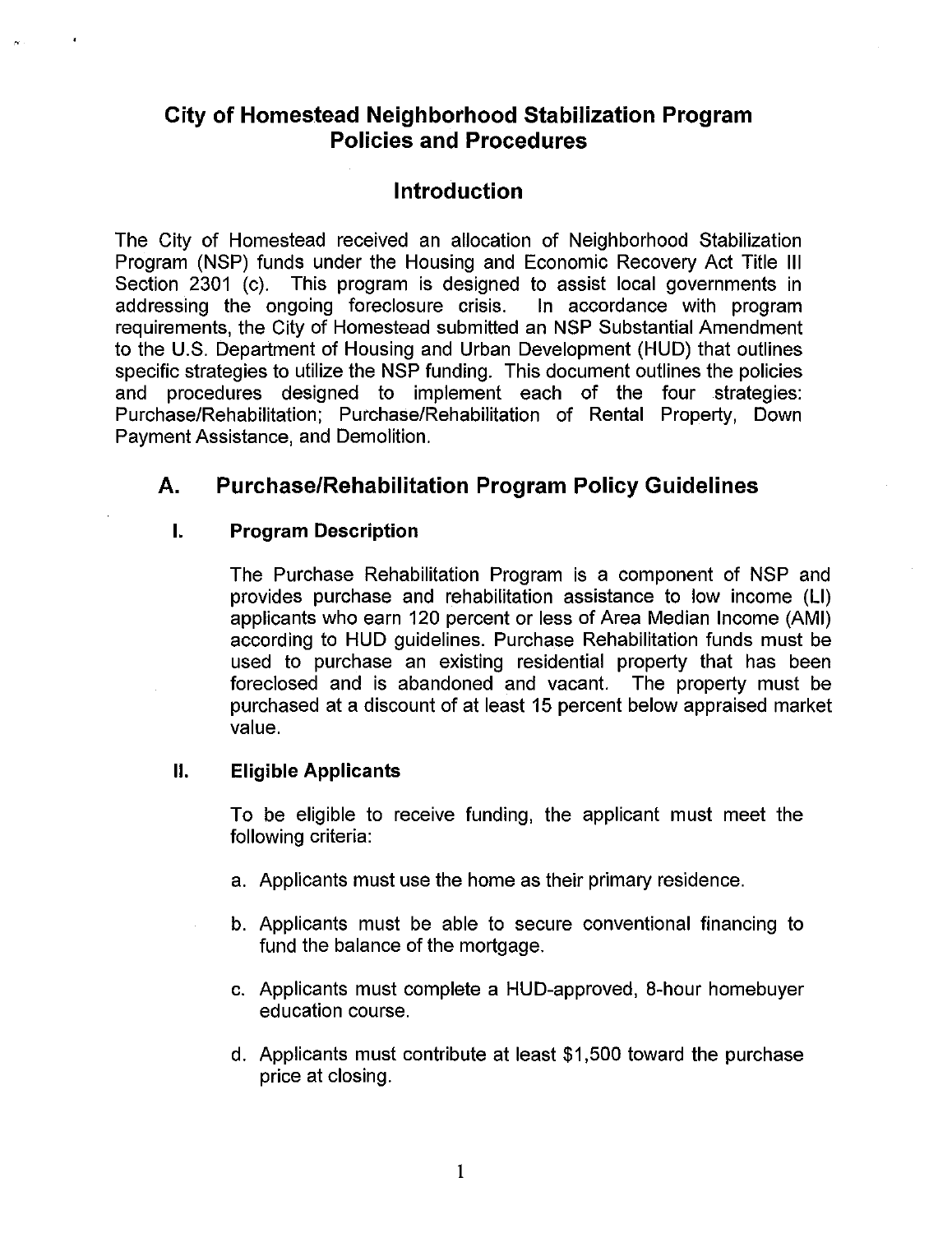# City of Homestead Neighborhood Stabilization Program Policies and Procedures

## Introduction

The City of Homestead received an allocation of Neighborhood Stabilization Program (NSP) funds under the Housing and Economic Recovery Act Title III Section 2301 (c). This program is designed to assist local governments in addressing the ongoing foreclosure crisis. In accordance with program requirements, the City of Homestead submitted an NSP Substantial Amendment to the U.S. Department of Housing and Urban Development (HUD) that outlines specific strategies to utilize the NSP funding. This document outlines the policies and procedures designed to implement each of the four strategies: Purchase/Rehabilitation; Purchase/Rehabilitation of Rental Property, Down Payment Assistance, and Demolition.

## A. Purchase/Rehabilitation Program Policy Guidelines

### I. Program Description

The Purchase Rehabilitation Program is a component of NSP and provides purchase and rehabilitation assistance to low income (LI) applicants who earn 120 percent or less of Area Median Income (AMI) according to HUD guidelines. Purchase Rehabilitation funds must be used to purchase an existing residential property that has been foreclosed and is abandoned and vacant. The property must be purchased at a discount of at least 15 percent below appraised market value.

### II. Eligible Applicants

To be eligible to receive funding, the applicant must meet the following criteria:

a. Applicants must use the home as their primary residence.

b. Applicants must be able to secure conventional financing to fund the balance of the mortgage.

c. Applicants must complete a HUD-approved, 8-hour homebuyer education course.

d. Applicants must contribute at least $1,500 toward the purchase price at closing.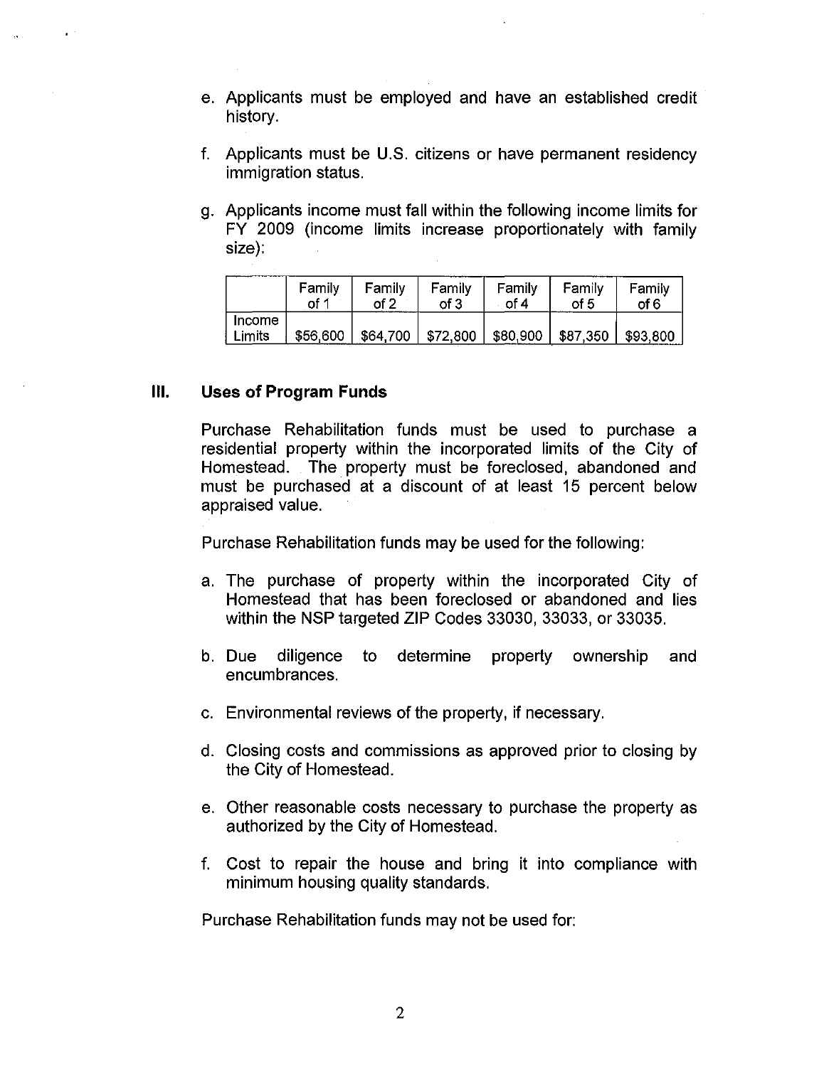e. Applicants must be employed and have an established credit history.

f. Applicants must be U.S. citizens or have permanent residency immigration status.

g. Applicants income must fall within the following income limits for FY 2009 (income limits increase proportionately with family size):

| | Family of 1 | Family of 2 | Family of 3 | Family of 4 | Family of 5 | Family of 6 |
|---|---|---|---|---|---|---|
| Income Limits | $56,600 | $64,700 | $72,800 | $80,900 | $87,350 | $93,800 |

## III. Uses of Program Funds

Purchase Rehabilitation funds must be used to purchase a residential property within the incorporated limits of the City of Homestead. The property must be foreclosed, abandoned and must be purchased at a discount of at least 15 percent below appraised value.

Purchase Rehabilitation funds may be used for the following:

a. The purchase of property within the incorporated City of Homestead that has been foreclosed or abandoned and lies within the NSP targeted ZIP Codes 33030, 33033, or 33035.

b. Due diligence to determine property ownership and encumbrances.

c. Environmental reviews of the property, if necessary.

d. Closing costs and commissions as approved prior to closing by the City of Homestead.

e. Other reasonable costs necessary to purchase the property as authorized by the City of Homestead.

f. Cost to repair the house and bring it into compliance with minimum housing quality standards.

Purchase Rehabilitation funds may not be used for: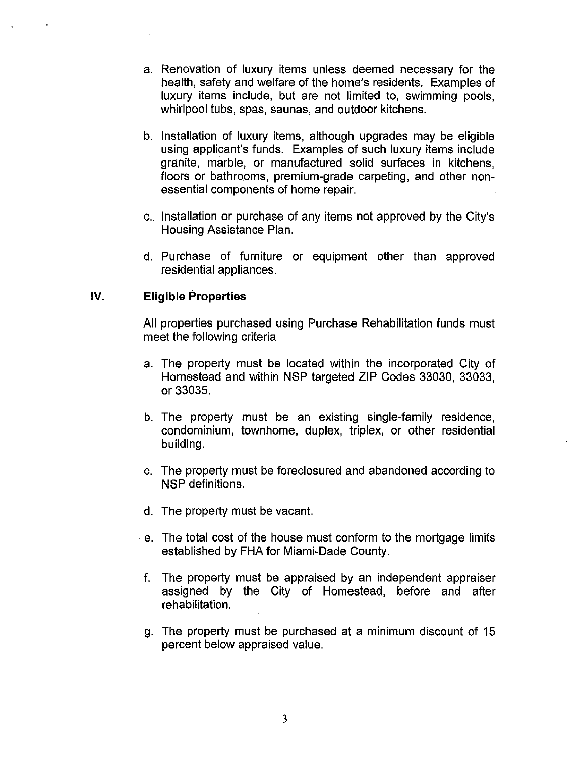a. Renovation of luxury items unless deemed necessary for the health, safety and welfare of the home's residents. Examples of luxury items include, but are not limited to, swimming pools, whirlpool tubs, spas, saunas, and outdoor kitchens.

b. Installation of luxury items, although upgrades may be eligible using applicant's funds. Examples of such luxury items include granite, marble, or manufactured solid surfaces in kitchens, floors or bathrooms, premium-grade carpeting, and other non-essential components of home repair.

c. Installation or purchase of any items not approved by the City's Housing Assistance Plan.

d. Purchase of furniture or equipment other than approved residential appliances.

## IV. Eligible Properties

All properties purchased using Purchase Rehabilitation funds must meet the following criteria

a. The property must be located within the incorporated City of Homestead and within NSP targeted ZIP Codes 33030, 33033, or 33035.

b. The property must be an existing single-family residence, condominium, townhome, duplex, triplex, or other residential building.

c. The property must be foreclosured and abandoned according to NSP definitions.

d. The property must be vacant.

e. The total cost of the house must conform to the mortgage limits established by FHA for Miami-Dade County.

f. The property must be appraised by an independent appraiser assigned by the City of Homestead, before and after rehabilitation.

g. The property must be purchased at a minimum discount of 15 percent below appraised value.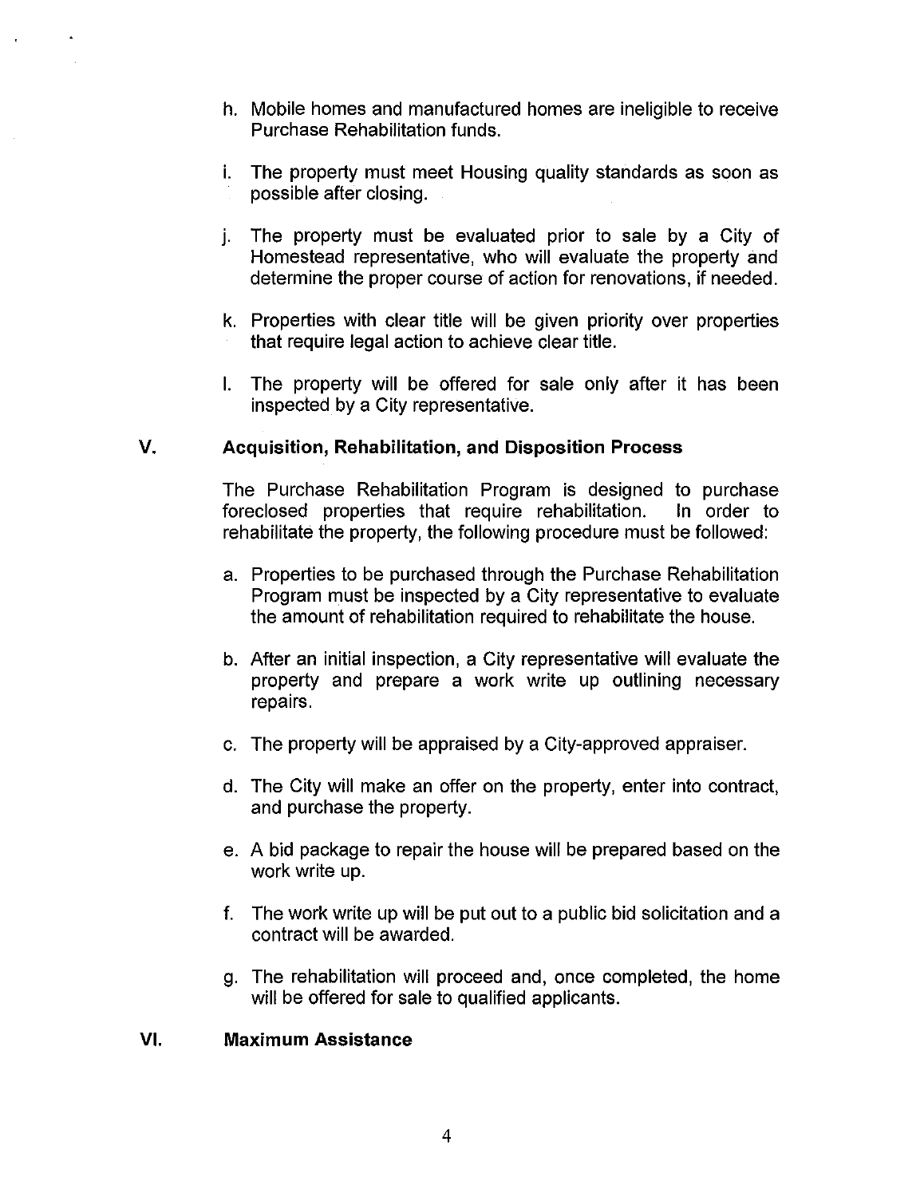h. Mobile homes and manufactured homes are ineligible to receive Purchase Rehabilitation funds.

i. The property must meet Housing quality standards as soon as possible after closing.

j. The property must be evaluated prior to sale by a City of Homestead representative, who will evaluate the property and determine the proper course of action for renovations, if needed.

k. Properties with clear title will be given priority over properties that require legal action to achieve clear title.

l. The property will be offered for sale only after it has been inspected by a City representative.

## V. Acquisition, Rehabilitation, and Disposition Process

The Purchase Rehabilitation Program is designed to purchase foreclosed properties that require rehabilitation. In order to rehabilitate the property, the following procedure must be followed:

a. Properties to be purchased through the Purchase Rehabilitation Program must be inspected by a City representative to evaluate the amount of rehabilitation required to rehabilitate the house.

b. After an initial inspection, a City representative will evaluate the property and prepare a work write up outlining necessary repairs.

c. The property will be appraised by a City-approved appraiser.

d. The City will make an offer on the property, enter into contract, and purchase the property.

e. A bid package to repair the house will be prepared based on the work write up.

f. The work write up will be put out to a public bid solicitation and a contract will be awarded.

g. The rehabilitation will proceed and, once completed, the home will be offered for sale to qualified applicants.

## VI. Maximum Assistance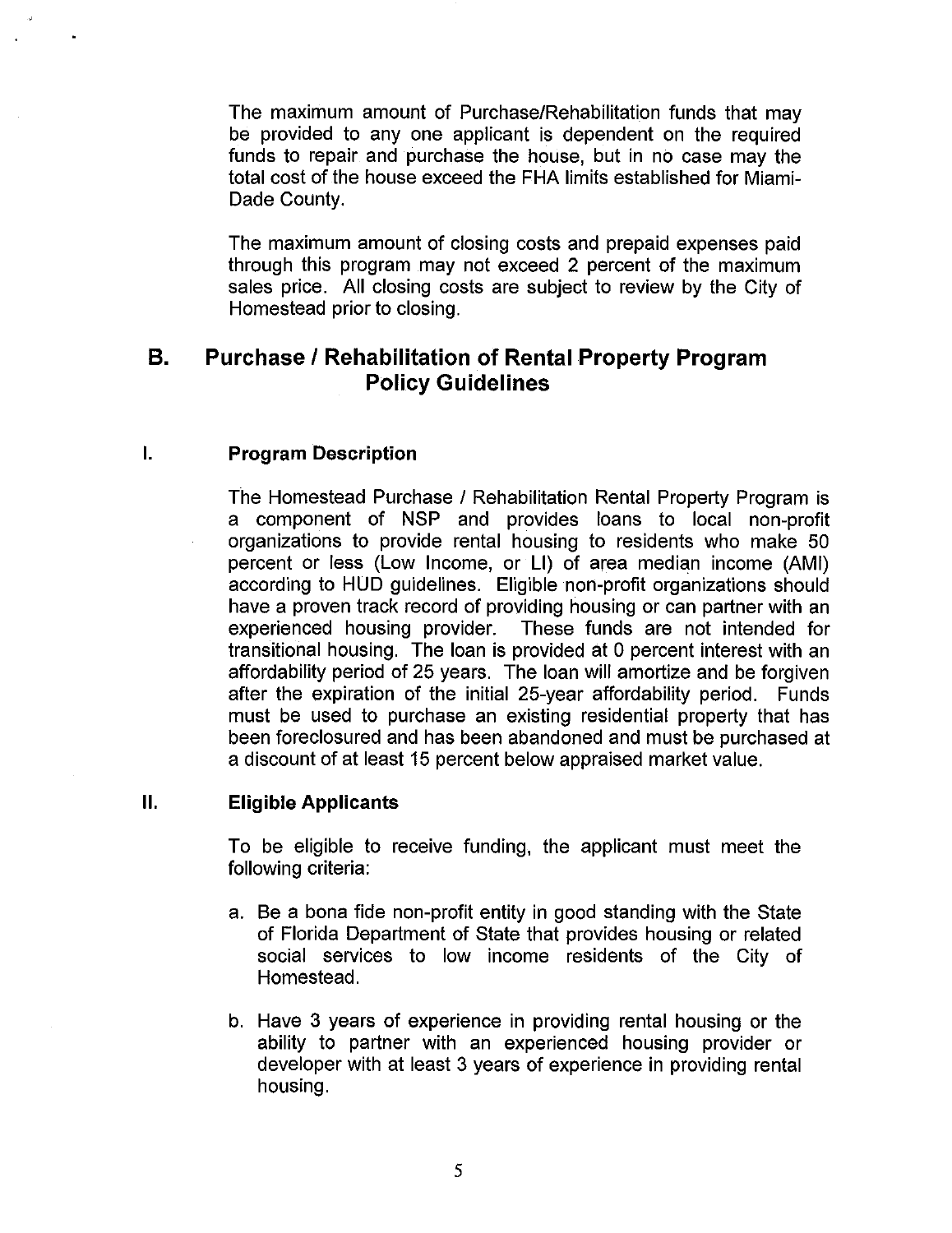The maximum amount of Purchase/Rehabilitation funds that may be provided to any one applicant is dependent on the required funds to repair and purchase the house, but in no case may the total cost of the house exceed the FHA limits established for Miami-Dade County.

The maximum amount of closing costs and prepaid expenses paid through this program may not exceed 2 percent of the maximum sales price. All closing costs are subject to review by the City of Homestead prior to closing.

## B. Purchase / Rehabilitation of Rental Property Program Policy Guidelines

### I. Program Description

The Homestead Purchase / Rehabilitation Rental Property Program is a component of NSP and provides loans to local non-profit organizations to provide rental housing to residents who make 50 percent or less (Low Income, or LI) of area median income (AMI) according to HUD guidelines. Eligible non-profit organizations should have a proven track record of providing housing or can partner with an experienced housing provider. These funds are not intended for transitional housing. The loan is provided at 0 percent interest with an affordability period of 25 years. The loan will amortize and be forgiven after the expiration of the initial 25-year affordability period. Funds must be used to purchase an existing residential property that has been foreclosured and has been abandoned and must be purchased at a discount of at least 15 percent below appraised market value.

### II. Eligible Applicants

To be eligible to receive funding, the applicant must meet the following criteria:

a. Be a bona fide non-profit entity in good standing with the State of Florida Department of State that provides housing or related social services to low income residents of the City of Homestead.

b. Have 3 years of experience in providing rental housing or the ability to partner with an experienced housing provider or developer with at least 3 years of experience in providing rental housing.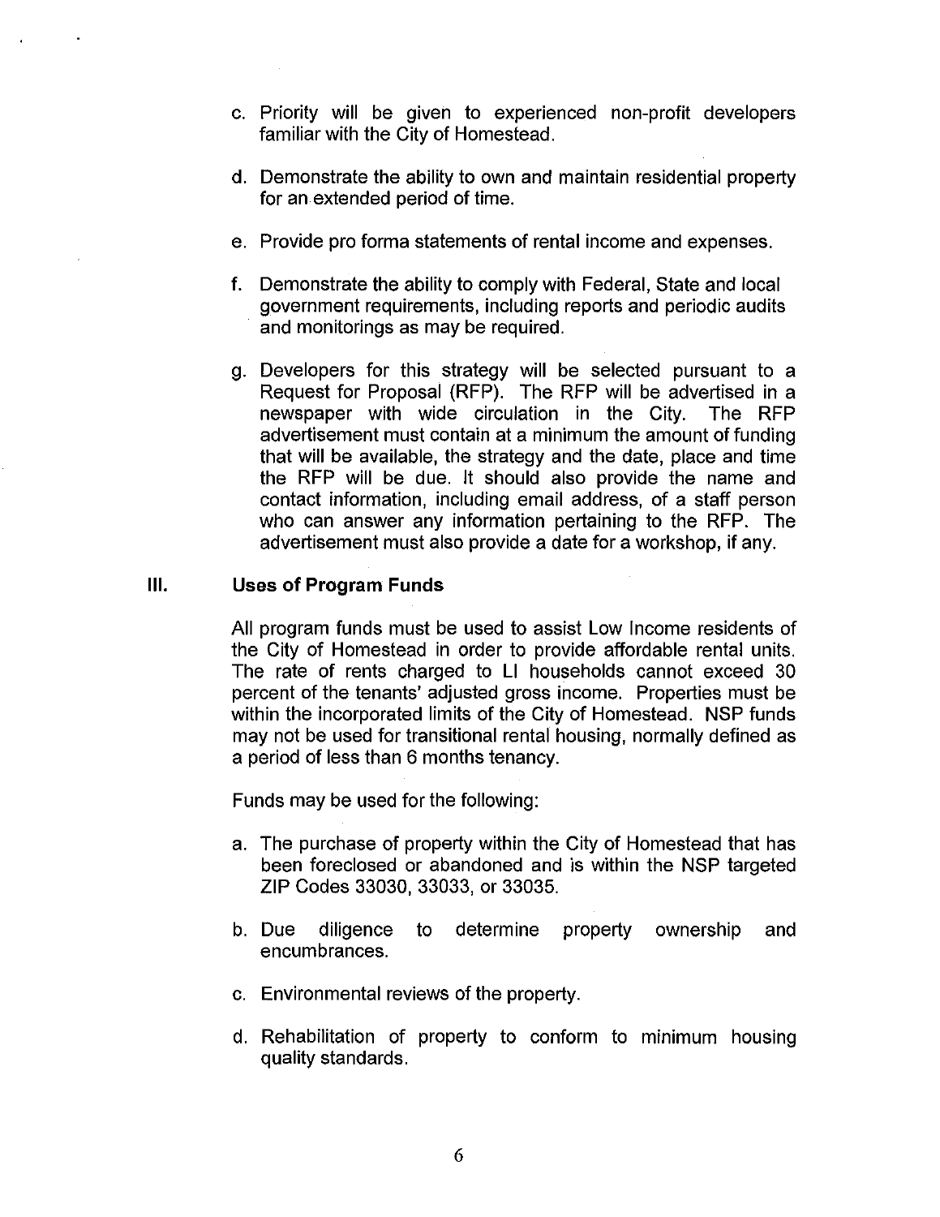c. Priority will be given to experienced non-profit developers familiar with the City of Homestead.

d. Demonstrate the ability to own and maintain residential property for an extended period of time.

e. Provide pro forma statements of rental income and expenses.

f. Demonstrate the ability to comply with Federal, State and local government requirements, including reports and periodic audits and monitorings as may be required.

g. Developers for this strategy will be selected pursuant to a Request for Proposal (RFP). The RFP will be advertised in a newspaper with wide circulation in the City. The RFP advertisement must contain at a minimum the amount of funding that will be available, the strategy and the date, place and time the RFP will be due. It should also provide the name and contact information, including email address, of a staff person who can answer any information pertaining to the RFP. The advertisement must also provide a date for a workshop, if any.

## III. Uses of Program Funds

All program funds must be used to assist Low Income residents of the City of Homestead in order to provide affordable rental units. The rate of rents charged to LI households cannot exceed 30 percent of the tenants' adjusted gross income. Properties must be within the incorporated limits of the City of Homestead. NSP funds may not be used for transitional rental housing, normally defined as a period of less than 6 months tenancy.

Funds may be used for the following:

a. The purchase of property within the City of Homestead that has been foreclosed or abandoned and is within the NSP targeted ZIP Codes 33030, 33033, or 33035.

b. Due diligence to determine property ownership and encumbrances.

c. Environmental reviews of the property.

d. Rehabilitation of property to conform to minimum housing quality standards.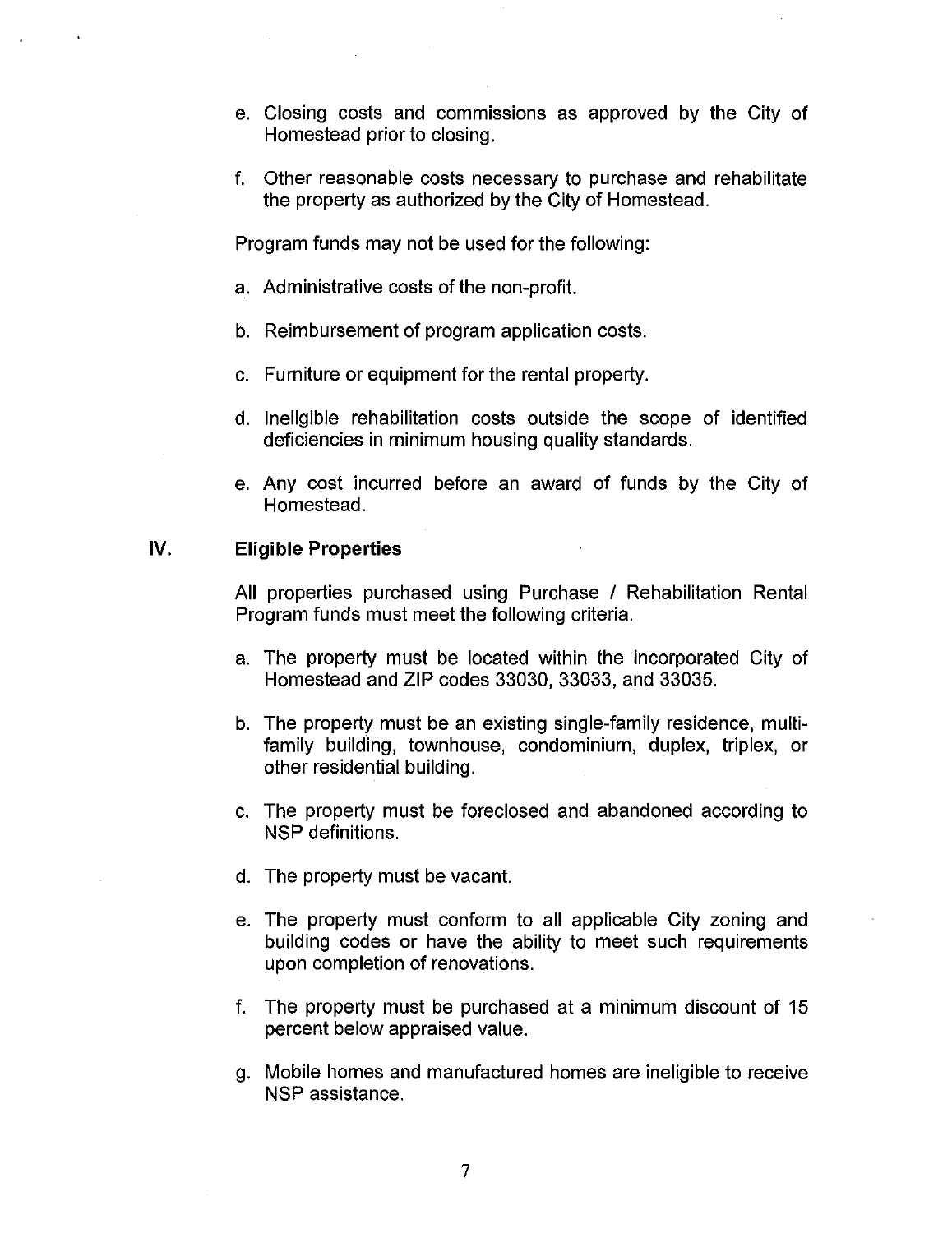e. Closing costs and commissions as approved by the City of Homestead prior to closing.

f. Other reasonable costs necessary to purchase and rehabilitate the property as authorized by the City of Homestead.

Program funds may not be used for the following:

a. Administrative costs of the non-profit.

b. Reimbursement of program application costs.

c. Furniture or equipment for the rental property.

d. Ineligible rehabilitation costs outside the scope of identified deficiencies in minimum housing quality standards.

e. Any cost incurred before an award of funds by the City of Homestead.

## IV. Eligible Properties

All properties purchased using Purchase / Rehabilitation Rental Program funds must meet the following criteria.

a. The property must be located within the incorporated City of Homestead and ZIP codes 33030, 33033, and 33035.

b. The property must be an existing single-family residence, multi-family building, townhouse, condominium, duplex, triplex, or other residential building.

c. The property must be foreclosed and abandoned according to NSP definitions.

d. The property must be vacant.

e. The property must conform to all applicable City zoning and building codes or have the ability to meet such requirements upon completion of renovations.

f. The property must be purchased at a minimum discount of 15 percent below appraised value.

g. Mobile homes and manufactured homes are ineligible to receive NSP assistance.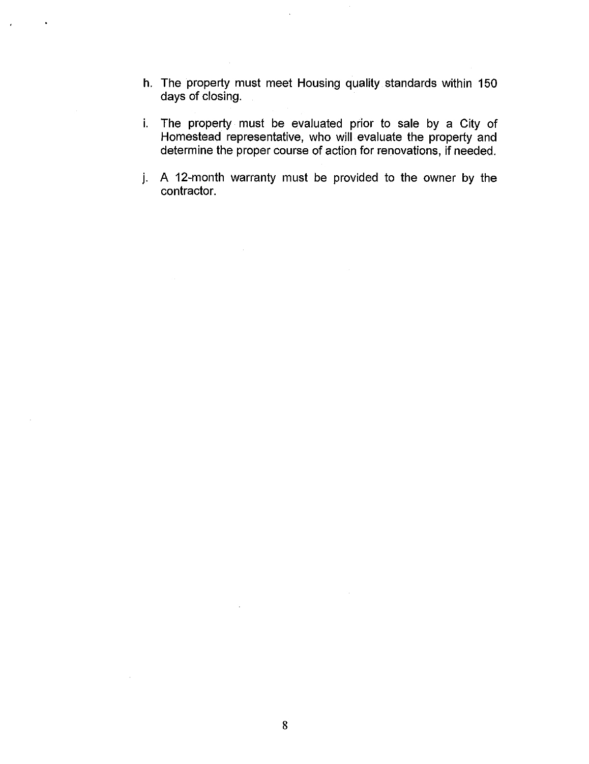h. The property must meet Housing quality standards within 150 days of closing.

i. The property must be evaluated prior to sale by a City of Homestead representative, who will evaluate the property and determine the proper course of action for renovations, if needed.

j. A 12-month warranty must be provided to the owner by the contractor.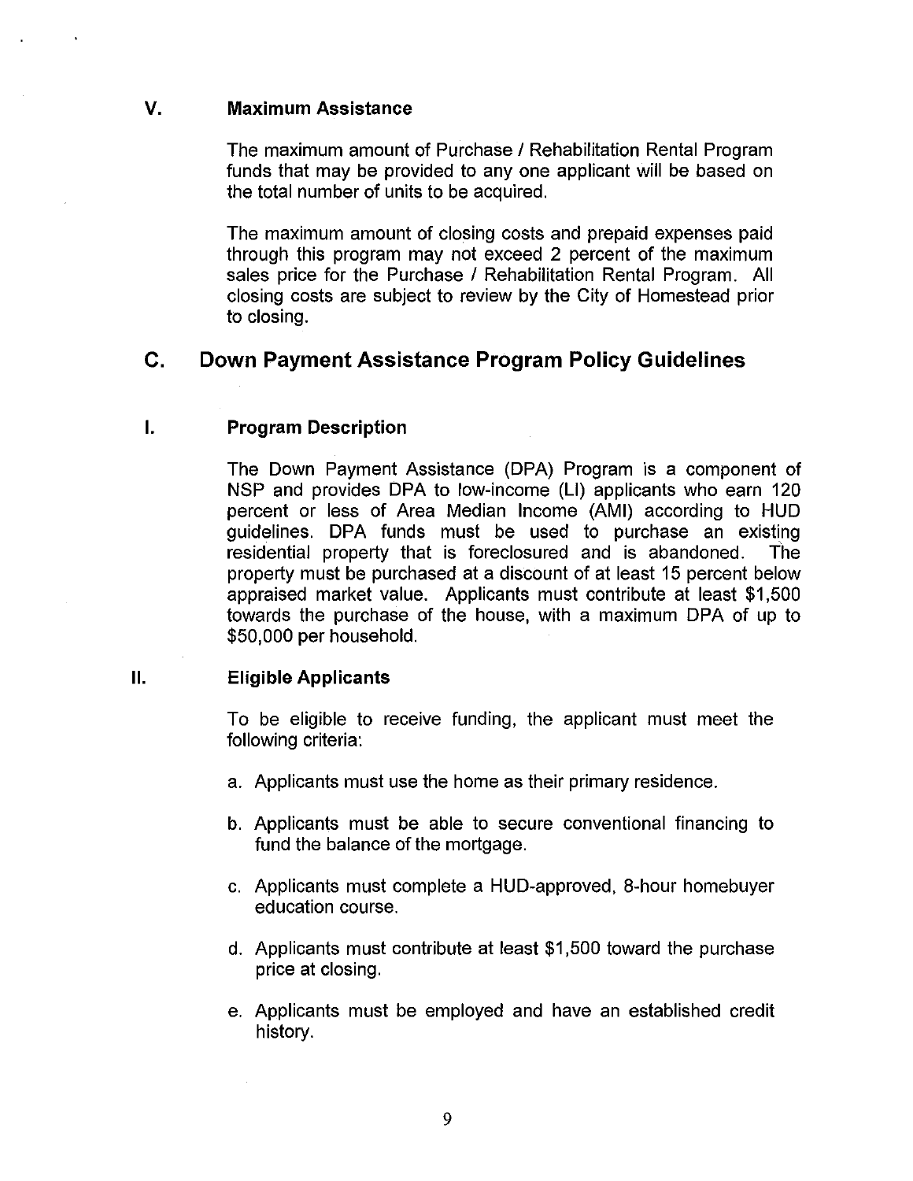### V. Maximum Assistance

The maximum amount of Purchase / Rehabilitation Rental Program funds that may be provided to any one applicant will be based on the total number of units to be acquired.

The maximum amount of closing costs and prepaid expenses paid through this program may not exceed 2 percent of the maximum sales price for the Purchase / Rehabilitation Rental Program. All closing costs are subject to review by the City of Homestead prior to closing.

## C. Down Payment Assistance Program Policy Guidelines

### I. Program Description

The Down Payment Assistance (DPA) Program is a component of NSP and provides DPA to low-income (LI) applicants who earn 120 percent or less of Area Median Income (AMI) according to HUD guidelines. DPA funds must be used to purchase an existing residential property that is foreclosured and is abandoned. The property must be purchased at a discount of at least 15 percent below appraised market value. Applicants must contribute at least $1,500 towards the purchase of the house, with a maximum DPA of up to $50,000 per household.

### II. Eligible Applicants

To be eligible to receive funding, the applicant must meet the following criteria:

a. Applicants must use the home as their primary residence.

b. Applicants must be able to secure conventional financing to fund the balance of the mortgage.

c. Applicants must complete a HUD-approved, 8-hour homebuyer education course.

d. Applicants must contribute at least $1,500 toward the purchase price at closing.

e. Applicants must be employed and have an established credit history.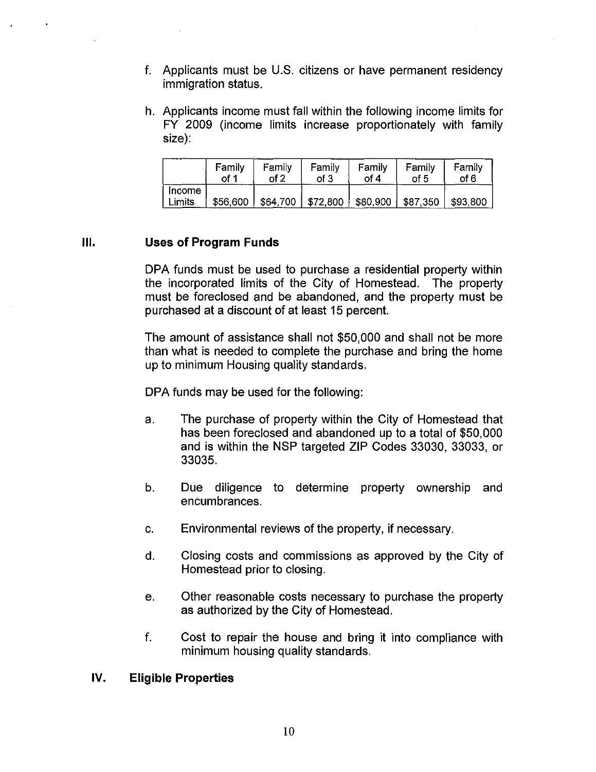f. Applicants must be U.S. citizens or have permanent residency immigration status.

h. Applicants income must fall within the following income limits for FY 2009 (income limits increase proportionately with family size):

| | Family of 1 | Family of 2 | Family of 3 | Family of 4 | Family of 5 | Family of 6 |
|---|---|---|---|---|---|---|
| Income Limits | $56,600 | $64,700 | $72,800 | $80,900 | $87,350 | $93,800 |

## III. Uses of Program Funds

DPA funds must be used to purchase a residential property within the incorporated limits of the City of Homestead. The property must be foreclosed and be abandoned, and the property must be purchased at a discount of at least 15 percent.

The amount of assistance shall not $50,000 and shall not be more than what is needed to complete the purchase and bring the home up to minimum Housing quality standards.

DPA funds may be used for the following:

a. The purchase of property within the City of Homestead that has been foreclosed and abandoned up to a total of $50,000 and is within the NSP targeted ZIP Codes 33030, 33033, or 33035.

b. Due diligence to determine property ownership and encumbrances.

c. Environmental reviews of the property, if necessary.

d. Closing costs and commissions as approved by the City of Homestead prior to closing.

e. Other reasonable costs necessary to purchase the property as authorized by the City of Homestead.

f. Cost to repair the house and bring it into compliance with minimum housing quality standards.

## IV. Eligible Properties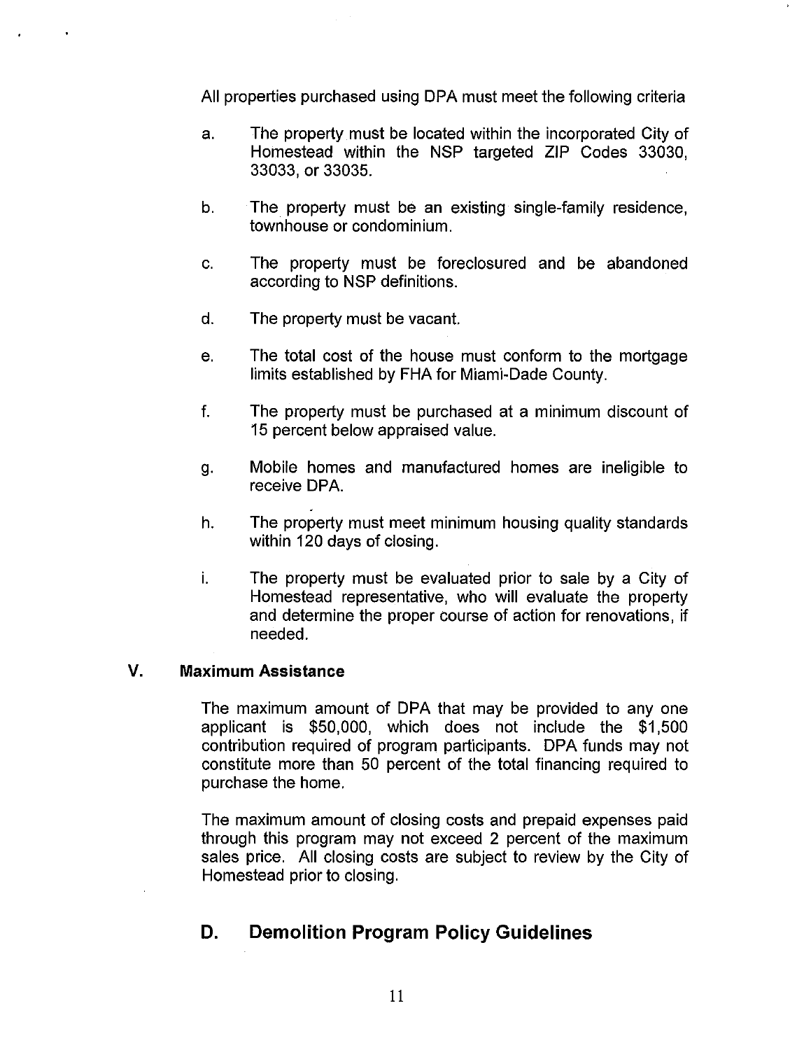All properties purchased using DPA must meet the following criteria

a. The property must be located within the incorporated City of Homestead within the NSP targeted ZIP Codes 33030, 33033, or 33035.

b. The property must be an existing single-family residence, townhouse or condominium.

c. The property must be foreclosured and be abandoned according to NSP definitions.

d. The property must be vacant.

e. The total cost of the house must conform to the mortgage limits established by FHA for Miami-Dade County.

f. The property must be purchased at a minimum discount of 15 percent below appraised value.

g. Mobile homes and manufactured homes are ineligible to receive DPA.

h. The property must meet minimum housing quality standards within 120 days of closing.

i. The property must be evaluated prior to sale by a City of Homestead representative, who will evaluate the property and determine the proper course of action for renovations, if needed.

### V. Maximum Assistance

The maximum amount of DPA that may be provided to any one applicant is $50,000, which does not include the $1,500 contribution required of program participants. DPA funds may not constitute more than 50 percent of the total financing required to purchase the home.

The maximum amount of closing costs and prepaid expenses paid through this program may not exceed 2 percent of the maximum sales price. All closing costs are subject to review by the City of Homestead prior to closing.

## D. Demolition Program Policy Guidelines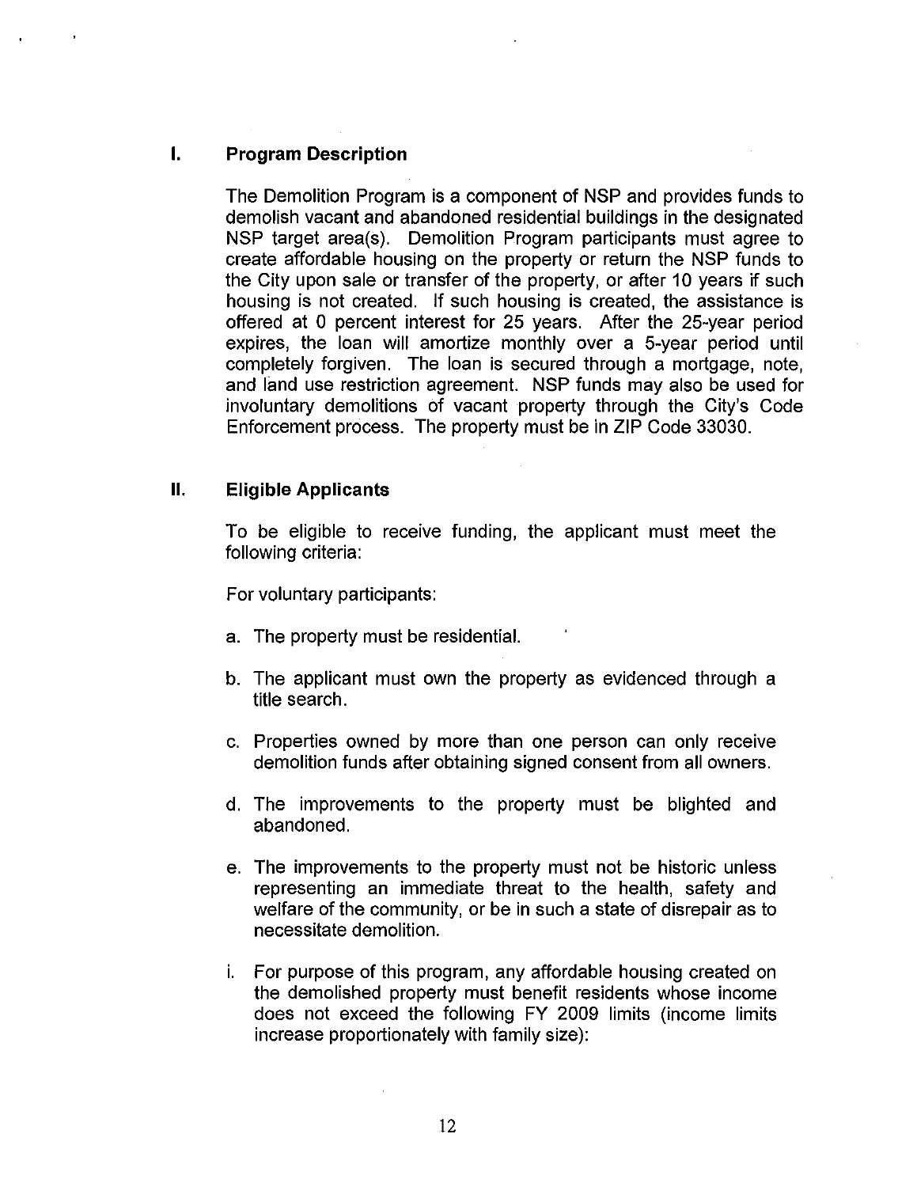## I. Program Description

The Demolition Program is a component of NSP and provides funds to demolish vacant and abandoned residential buildings in the designated NSP target area(s). Demolition Program participants must agree to create affordable housing on the property or return the NSP funds to the City upon sale or transfer of the property, or after 10 years if such housing is not created. If such housing is created, the assistance is offered at 0 percent interest for 25 years. After the 25-year period expires, the loan will amortize monthly over a 5-year period until completely forgiven. The loan is secured through a mortgage, note, and land use restriction agreement. NSP funds may also be used for involuntary demolitions of vacant property through the City's Code Enforcement process. The property must be in ZIP Code 33030.

## II. Eligible Applicants

To be eligible to receive funding, the applicant must meet the following criteria:

For voluntary participants:

a. The property must be residential.

b. The applicant must own the property as evidenced through a title search.

c. Properties owned by more than one person can only receive demolition funds after obtaining signed consent from all owners.

d. The improvements to the property must be blighted and abandoned.

e. The improvements to the property must not be historic unless representing an immediate threat to the health, safety and welfare of the community, or be in such a state of disrepair as to necessitate demolition.

i. For purpose of this program, any affordable housing created on the demolished property must benefit residents whose income does not exceed the following FY 2009 limits (income limits increase proportionately with family size):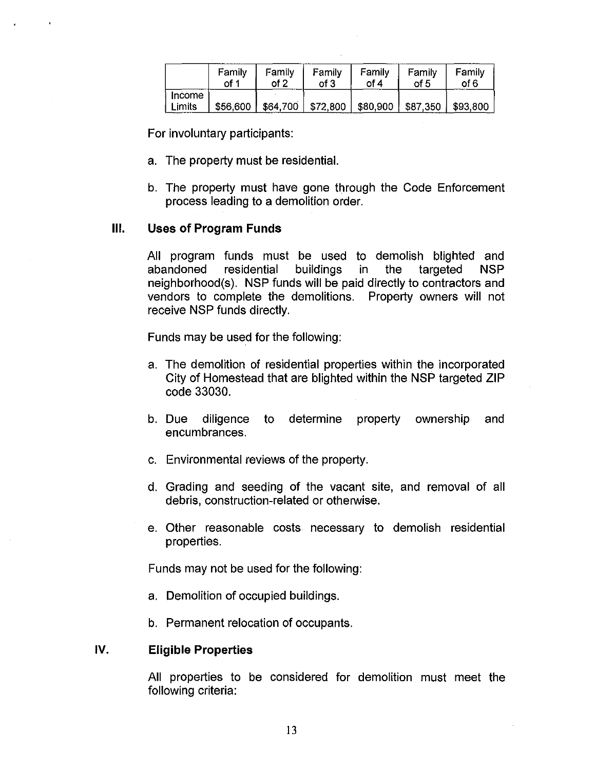| | Family of 1 | Family of 2 | Family of 3 | Family of 4 | Family of 5 | Family of 6 |
|---|---|---|---|---|---|---|
| Income Limits | $56,600 | $64,700 | $72,800 | $80,900 | $87,350 | $93,800 |

For involuntary participants:

a. The property must be residential.

b. The property must have gone through the Code Enforcement process leading to a demolition order.

## III. Uses of Program Funds

All program funds must be used to demolish blighted and abandoned residential buildings in the targeted NSP neighborhood(s). NSP funds will be paid directly to contractors and vendors to complete the demolitions. Property owners will not receive NSP funds directly.

Funds may be used for the following:

a. The demolition of residential properties within the incorporated City of Homestead that are blighted within the NSP targeted ZIP code 33030.

b. Due diligence to determine property ownership and encumbrances.

c. Environmental reviews of the property.

d. Grading and seeding of the vacant site, and removal of all debris, construction-related or otherwise.

e. Other reasonable costs necessary to demolish residential properties.

Funds may not be used for the following:

a. Demolition of occupied buildings.

b. Permanent relocation of occupants.

## IV. Eligible Properties

All properties to be considered for demolition must meet the following criteria: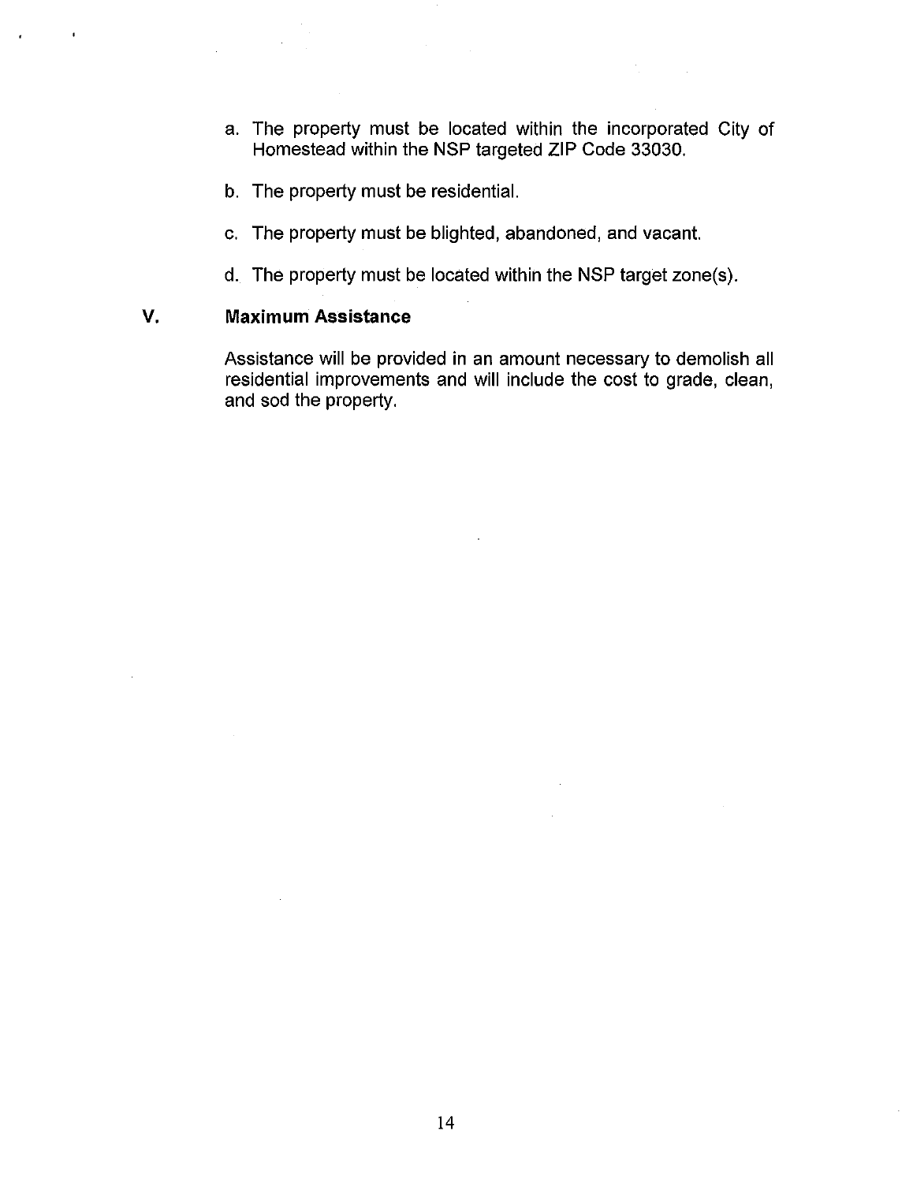a. The property must be located within the incorporated City of Homestead within the NSP targeted ZIP Code 33030.

b. The property must be residential.

c. The property must be blighted, abandoned, and vacant.

d. The property must be located within the NSP target zone(s).

## V. Maximum Assistance

Assistance will be provided in an amount necessary to demolish all residential improvements and will include the cost to grade, clean, and sod the property.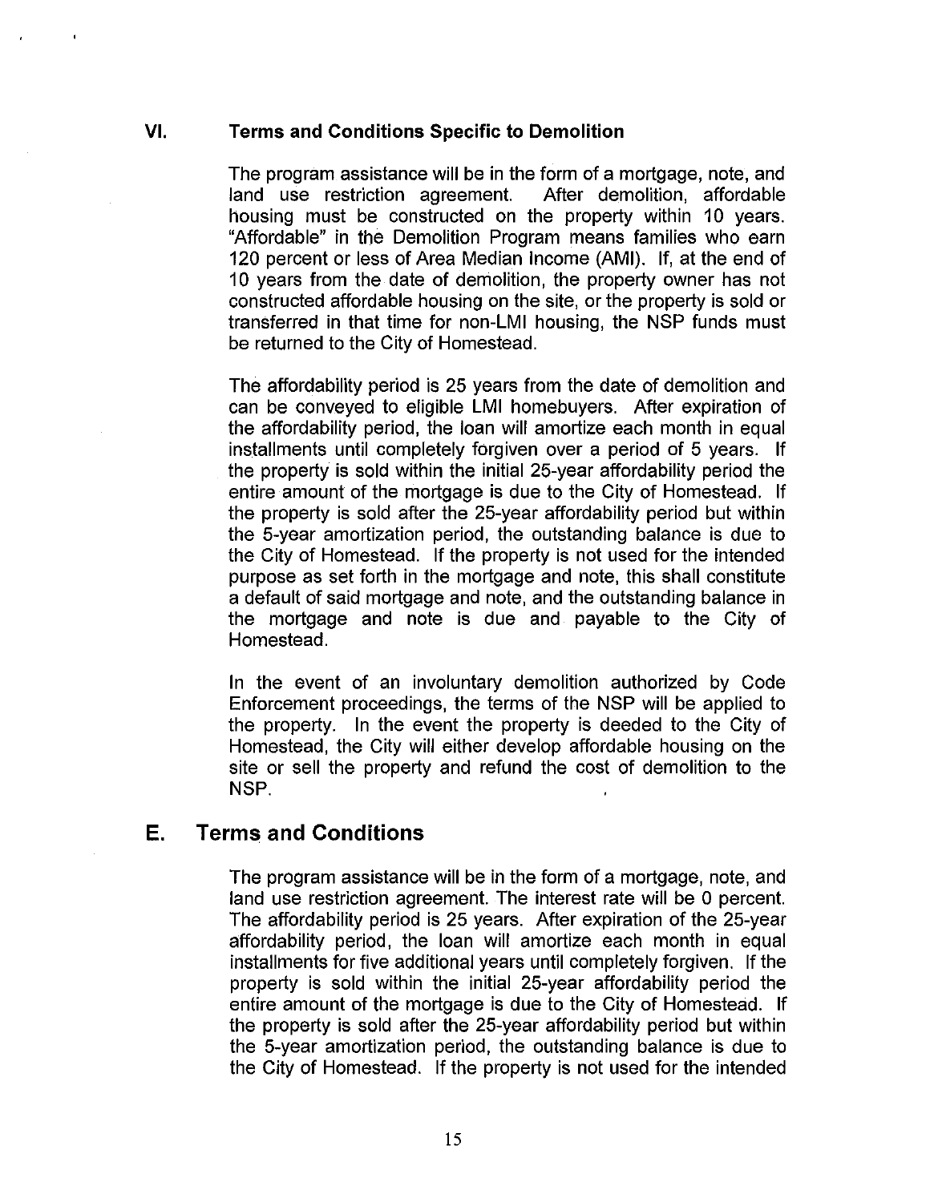### VI. Terms and Conditions Specific to Demolition

The program assistance will be in the form of a mortgage, note, and land use restriction agreement. After demolition, affordable housing must be constructed on the property within 10 years. "Affordable" in the Demolition Program means families who earn 120 percent or less of Area Median Income (AMI). If, at the end of 10 years from the date of demolition, the property owner has not constructed affordable housing on the site, or the property is sold or transferred in that time for non-LMI housing, the NSP funds must be returned to the City of Homestead.

The affordability period is 25 years from the date of demolition and can be conveyed to eligible LMI homebuyers. After expiration of the affordability period, the loan will amortize each month in equal installments until completely forgiven over a period of 5 years. If the property is sold within the initial 25-year affordability period the entire amount of the mortgage is due to the City of Homestead. If the property is sold after the 25-year affordability period but within the 5-year amortization period, the outstanding balance is due to the City of Homestead. If the property is not used for the intended purpose as set forth in the mortgage and note, this shall constitute a default of said mortgage and note, and the outstanding balance in the mortgage and note is due and payable to the City of Homestead.

In the event of an involuntary demolition authorized by Code Enforcement proceedings, the terms of the NSP will be applied to the property. In the event the property is deeded to the City of Homestead, the City will either develop affordable housing on the site or sell the property and refund the cost of demolition to the NSP.

## E. Terms and Conditions

The program assistance will be in the form of a mortgage, note, and land use restriction agreement. The interest rate will be 0 percent. The affordability period is 25 years. After expiration of the 25-year affordability period, the loan will amortize each month in equal installments for five additional years until completely forgiven. If the property is sold within the initial 25-year affordability period the entire amount of the mortgage is due to the City of Homestead. If the property is sold after the 25-year affordability period but within the 5-year amortization period, the outstanding balance is due to the City of Homestead. If the property is not used for the intended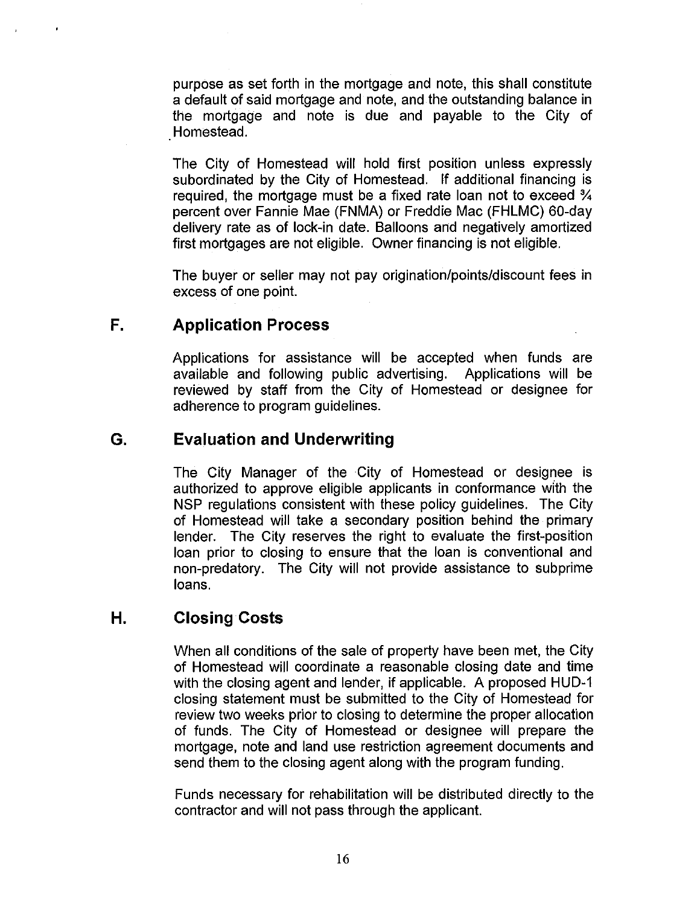purpose as set forth in the mortgage and note, this shall constitute a default of said mortgage and note, and the outstanding balance in the mortgage and note is due and payable to the City of Homestead.

The City of Homestead will hold first position unless expressly subordinated by the City of Homestead. If additional financing is required, the mortgage must be a fixed rate loan not to exceed ¾ percent over Fannie Mae (FNMA) or Freddie Mac (FHLMC) 60-day delivery rate as of lock-in date. Balloons and negatively amortized first mortgages are not eligible. Owner financing is not eligible.

The buyer or seller may not pay origination/points/discount fees in excess of one point.

## F. Application Process

Applications for assistance will be accepted when funds are available and following public advertising. Applications will be reviewed by staff from the City of Homestead or designee for adherence to program guidelines.

## G. Evaluation and Underwriting

The City Manager of the City of Homestead or designee is authorized to approve eligible applicants in conformance with the NSP regulations consistent with these policy guidelines. The City of Homestead will take a secondary position behind the primary lender. The City reserves the right to evaluate the first-position loan prior to closing to ensure that the loan is conventional and non-predatory. The City will not provide assistance to subprime loans.

## H. Closing Costs

When all conditions of the sale of property have been met, the City of Homestead will coordinate a reasonable closing date and time with the closing agent and lender, if applicable. A proposed HUD-1 closing statement must be submitted to the City of Homestead for review two weeks prior to closing to determine the proper allocation of funds. The City of Homestead or designee will prepare the mortgage, note and land use restriction agreement documents and send them to the closing agent along with the program funding.

Funds necessary for rehabilitation will be distributed directly to the contractor and will not pass through the applicant.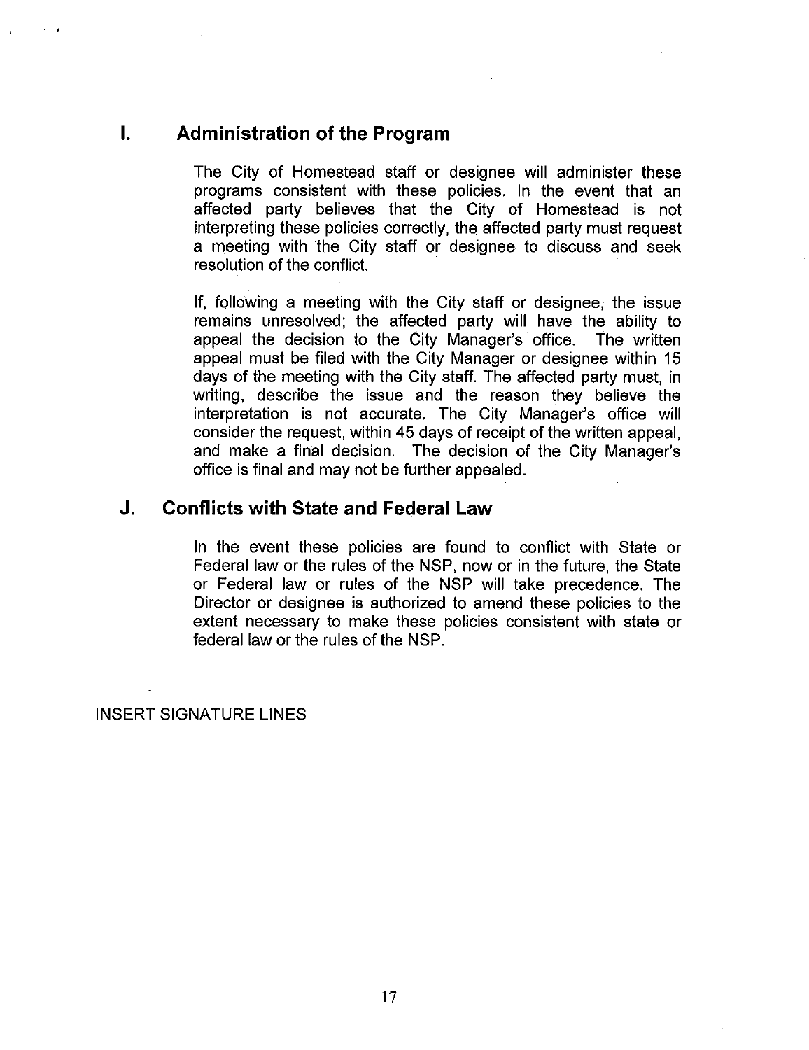## I. Administration of the Program

The City of Homestead staff or designee will administer these programs consistent with these policies. In the event that an affected party believes that the City of Homestead is not interpreting these policies correctly, the affected party must request a meeting with the City staff or designee to discuss and seek resolution of the conflict.

If, following a meeting with the City staff or designee, the issue remains unresolved; the affected party will have the ability to appeal the decision to the City Manager's office. The written appeal must be filed with the City Manager or designee within 15 days of the meeting with the City staff. The affected party must, in writing, describe the issue and the reason they believe the interpretation is not accurate. The City Manager's office will consider the request, within 45 days of receipt of the written appeal, and make a final decision. The decision of the City Manager's office is final and may not be further appealed.

## J. Conflicts with State and Federal Law

In the event these policies are found to conflict with State or Federal law or the rules of the NSP, now or in the future, the State or Federal law or rules of the NSP will take precedence. The Director or designee is authorized to amend these policies to the extent necessary to make these policies consistent with state or federal law or the rules of the NSP.

INSERT SIGNATURE LINES